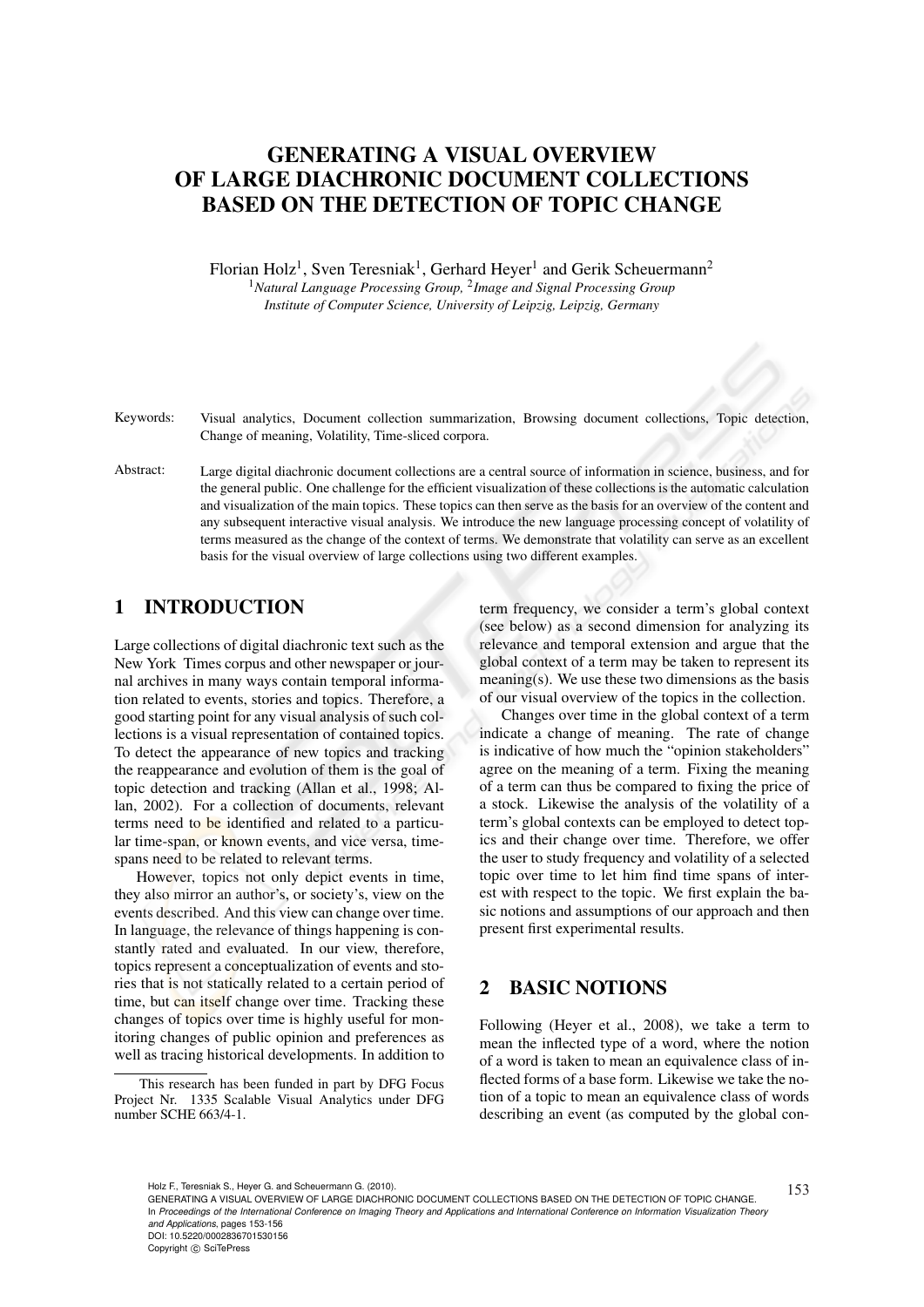# GENERATING A VISUAL OVERVIEW OF LARGE DIACHRONIC DOCUMENT COLLECTIONS BASED ON THE DETECTION OF TOPIC CHANGE

Florian Holz[1], Sven Teresniak[1], Gerhard Heyer[1] and Gerik Scheuermann[2]

[1]*Natural Language Processing Group*, [2]*Image and Signal Processing Group*
*Institute of Computer Science, University of Leipzig, Leipzig, Germany*

Keywords: Visual analytics, Document collection summarization, Browsing document collections, Topic detection, Change of meaning, Volatility, Time-sliced corpora.

Abstract: Large digital diachronic document collections are a central source of information in science, business, and for the general public. One challenge for the efficient visualization of these collections is the automatic calculation and visualization of the main topics. These topics can then serve as the basis for an overview of the content and any subsequent interactive visual analysis. We introduce the new language processing concept of volatility of terms measured as the change of the context of terms. We demonstrate that volatility can serve as an excellent basis for the visual overview of large collections using two different examples.

## 1 INTRODUCTION

Large collections of digital diachronic text such as the New York Times corpus and other newspaper or journal archives in many ways contain temporal information related to events, stories and topics. Therefore, a good starting point for any visual analysis of such collections is a visual representation of contained topics. To detect the appearance of new topics and tracking the reappearance and evolution of them is the goal of topic detection and tracking (Allan et al., 1998; Allan, 2002). For a collection of documents, relevant terms need to be identified and related to a particular time-span, or known events, and vice versa, time-spans need to be related to relevant terms.

However, topics not only depict events in time, they also mirror an author's, or society's, view on the events described. And this view can change over time. In language, the relevance of things happening is constantly rated and evaluated. In our view, therefore, topics represent a conceptualization of events and stories that is not statically related to a certain period of time, but can itself change over time. Tracking these changes of topics over time is highly useful for monitoring changes of public opinion and preferences as well as tracing historical developments. In addition to term frequency, we consider a term's global context (see below) as a second dimension for analyzing its relevance and temporal extension and argue that the global context of a term may be taken to represent its meaning(s). We use these two dimensions as the basis of our visual overview of the topics in the collection.

Changes over time in the global context of a term indicate a change of meaning. The rate of change is indicative of how much the "opinion stakeholders" agree on the meaning of a term. Fixing the meaning of a term can thus be compared to fixing the price of a stock. Likewise the analysis of the volatility of a term's global contexts can be employed to detect topics and their change over time. Therefore, we offer the user to study frequency and volatility of a selected topic over time to let him find time spans of interest with respect to the topic. We first explain the basic notions and assumptions of our approach and then present first experimental results.

This research has been funded in part by DFG Focus Project Nr. 1335 Scalable Visual Analytics under DFG number SCHE 663/4-1.

## 2 BASIC NOTIONS

Following (Heyer et al., 2008), we take a term to mean the inflected type of a word, where the notion of a word is taken to mean an equivalence class of inflected forms of a base form. Likewise we take the notion of a topic to mean an equivalence class of words describing an event (as computed by the global con-

Holz F., Teresniak S., Heyer G. and Scheuermann G. (2010).
GENERATING A VISUAL OVERVIEW OF LARGE DIACHRONIC DOCUMENT COLLECTIONS BASED ON THE DETECTION OF TOPIC CHANGE.
In *Proceedings of the International Conference on Imaging Theory and Applications and International Conference on Information Visualization Theory and Applications*, pages 153-156
DOI: 10.5220/0002836701530156
Copyright © SciTePress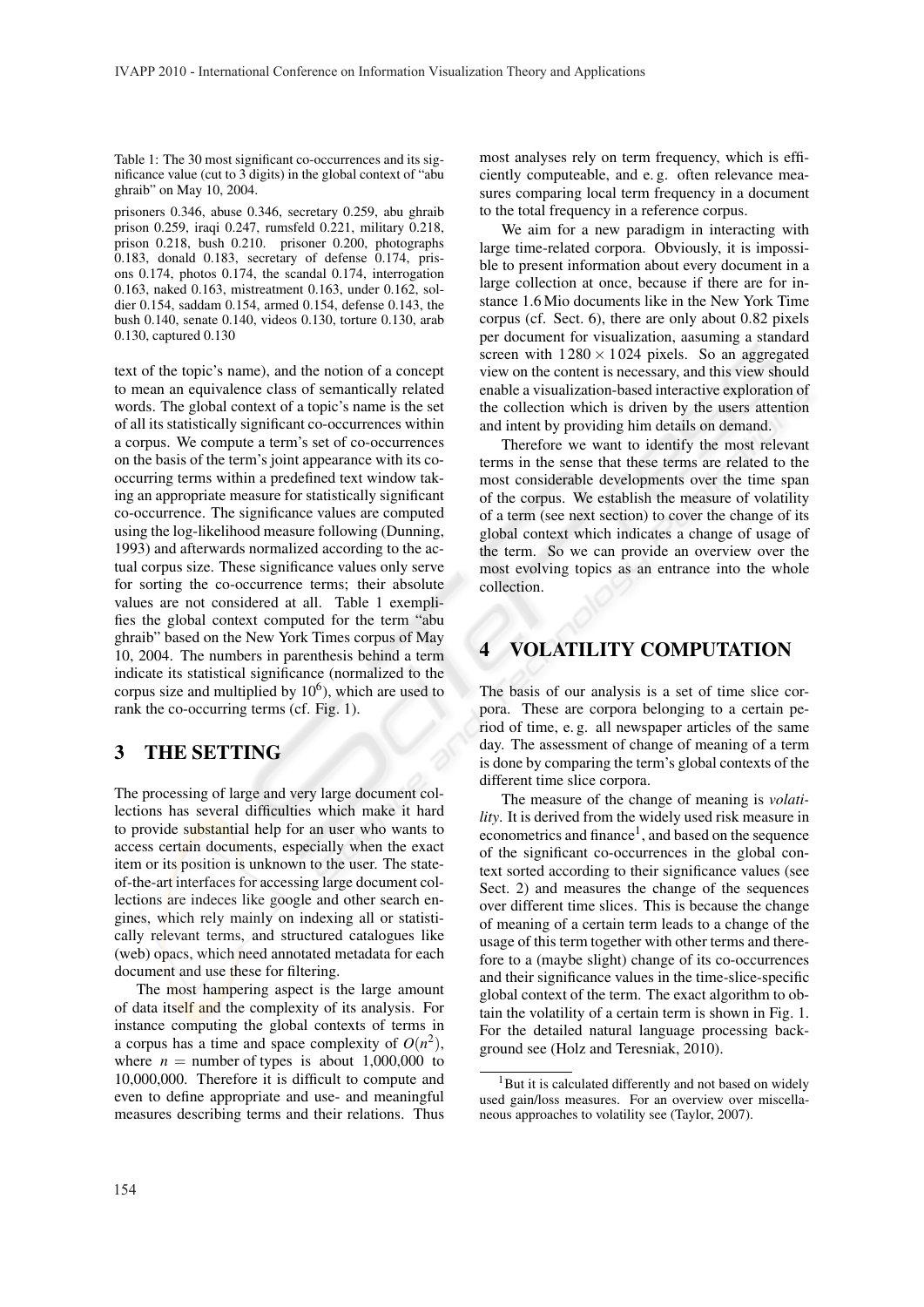Table 1: The 30 most significant co-occurrences and its significance value (cut to 3 digits) in the global context of "abu ghraib" on May 10, 2004.

prisoners 0.346, abuse 0.346, secretary 0.259, abu ghraib prison 0.259, iraqi 0.247, rumsfeld 0.221, military 0.218, prison 0.218, bush 0.210. prisoner 0.200, photographs 0.183, donald 0.183, secretary of defense 0.174, prisons 0.174, photos 0.174, the scandal 0.174, interrogation 0.163, naked 0.163, mistreatment 0.163, under 0.162, soldier 0.154, saddam 0.154, armed 0.154, defense 0.143, the bush 0.140, senate 0.140, videos 0.130, torture 0.130, arab 0.130, captured 0.130

text of the topic's name), and the notion of a concept to mean an equivalence class of semantically related words. The global context of a topic's name is the set of all its statistically significant co-occurrences within a corpus. We compute a term's set of co-occurrences on the basis of the term's joint appearance with its co-occurring terms within a predefined text window taking an appropriate measure for statistically significant co-occurrence. The significance values are computed using the log-likelihood measure following (Dunning, 1993) and afterwards normalized according to the actual corpus size. These significance values only serve for sorting the co-occurrence terms; their absolute values are not considered at all. Table 1 exemplifies the global context computed for the term "abu ghraib" based on the New York Times corpus of May 10, 2004. The numbers in parenthesis behind a term indicate its statistical significance (normalized to the corpus size and multiplied by $10^6$), which are used to rank the co-occurring terms (cf. Fig. 1).

## 3 THE SETTING

The processing of large and very large document collections has several difficulties which make it hard to provide substantial help for an user who wants to access certain documents, especially when the exact item or its position is unknown to the user. The state-of-the-art interfaces for accessing large document collections are indeces like google and other search engines, which rely mainly on indexing all or statistically relevant terms, and structured catalogues like (web) opacs, which need annotated metadata for each document and use these for filtering.

The most hampering aspect is the large amount of data itself and the complexity of its analysis. For instance computing the global contexts of terms in a corpus has a time and space complexity of $O(n^2)$, where $n$ = number of types is about 1,000,000 to 10,000,000. Therefore it is difficult to compute and even to define appropriate and use- and meaningful measures describing terms and their relations. Thus most analyses rely on term frequency, which is efficiently computeable, and e. g. often relevance measures comparing local term frequency in a document to the total frequency in a reference corpus.

We aim for a new paradigm in interacting with large time-related corpora. Obviously, it is impossible to present information about every document in a large collection at once, because if there are for instance 1.6 Mio documents like in the New York Time corpus (cf. Sect. 6), there are only about 0.82 pixels per document for visualization, aasuming a standard screen with $1\,280 \times 1\,024$ pixels. So an aggregated view on the content is necessary, and this view should enable a visualization-based interactive exploration of the collection which is driven by the users attention and intent by providing him details on demand.

Therefore we want to identify the most relevant terms in the sense that these terms are related to the most considerable developments over the time span of the corpus. We establish the measure of volatility of a term (see next section) to cover the change of its global context which indicates a change of usage of the term. So we can provide an overview over the most evolving topics as an entrance into the whole collection.

## 4 VOLATILITY COMPUTATION

The basis of our analysis is a set of time slice corpora. These are corpora belonging to a certain period of time, e. g. all newspaper articles of the same day. The assessment of change of meaning of a term is done by comparing the term's global contexts of the different time slice corpora.

The measure of the change of meaning is *volatility*. It is derived from the widely used risk measure in econometrics and finance[1], and based on the sequence of the significant co-occurrences in the global context sorted according to their significance values (see Sect. 2) and measures the change of the sequences over different time slices. This is because the change of meaning of a certain term leads to a change of the usage of this term together with other terms and therefore to a (maybe slight) change of its co-occurrences and their significance values in the time-slice-specific global context of the term. The exact algorithm to obtain the volatility of a certain term is shown in Fig. 1. For the detailed natural language processing background see (Holz and Teresniak, 2010).

[1] But it is calculated differently and not based on widely used gain/loss measures. For an overview over miscellaneous approaches to volatility see (Taylor, 2007).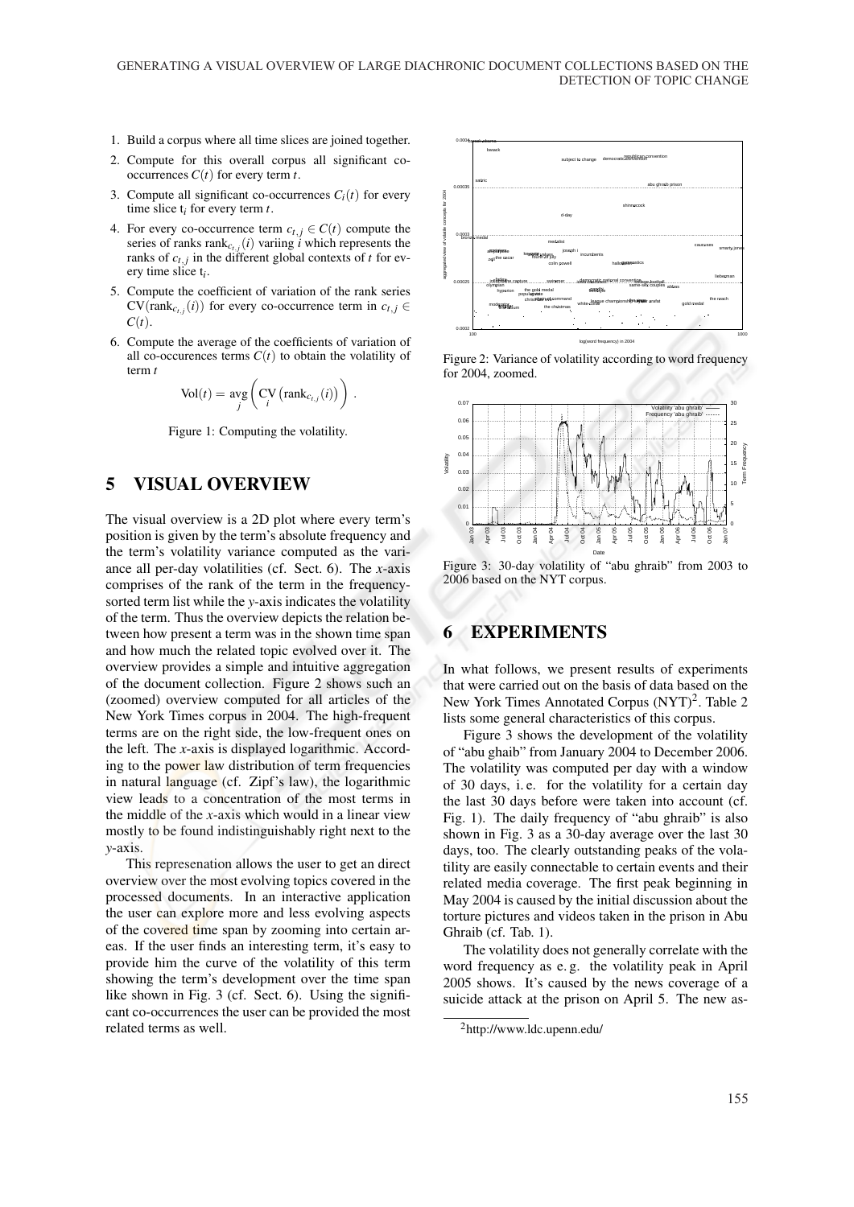1. Build a corpus where all time slices are joined together.
2. Compute for this overall corpus all significant co-occurrences $C(t)$ for every term $t$.
3. Compute all significant co-occurrences $C_i(t)$ for every time slice $t_i$ for every term $t$.
4. For every co-occurrence term $c_{t,j} \in C(t)$ compute the series of ranks $\text{rank}_{c_{t,j}}(i)$ variing $i$ which represents the ranks of $c_{t,j}$ in the different global contexts of $t$ for every time slice $t_i$.
5. Compute the coefficient of variation of the rank series $\text{CV}(\text{rank}_{c_{t,j}}(i))$ for every co-occurrence term in $c_{t,j} \in C(t)$.
6. Compute the average of the coefficients of variation of all co-occurences terms $C(t)$ to obtain the volatility of term $t$

$$\text{Vol}(t) = \underset{j}{\text{avg}} \left( \underset{i}{\text{CV}} \left( \text{rank}_{c_{t,j}}(i) \right) \right) .$$

Figure 1: Computing the volatility.

## 5 VISUAL OVERVIEW

The visual overview is a 2D plot where every term's position is given by the term's absolute frequency and the term's volatility variance computed as the variance all per-day volatilities (cf. Sect. 6). The $x$-axis comprises of the rank of the term in the frequency-sorted term list while the $y$-axis indicates the volatility of the term. Thus the overview depicts the relation between how present a term was in the shown time span and how much the related topic evolved over it. The overview provides a simple and intuitive aggregation of the document collection. Figure 2 shows such an (zoomed) overview computed for all articles of the New York Times corpus in 2004. The high-frequent terms are on the right side, the low-frequent ones on the left. The $x$-axis is displayed logarithmic. According to the power law distribution of term frequencies in natural language (cf. Zipf's law), the logarithmic view leads to a concentration of the most terms in the middle of the $x$-axis which would in a linear view mostly to be found indistinguishably right next to the $y$-axis.

This represenation allows the user to get an direct overview over the most evolving topics covered in the processed documents. In an interactive application the user can explore more and less evolving aspects of the covered time span by zooming into certain areas. If the user finds an interesting term, it's easy to provide him the curve of the volatility of this term showing the term's development over the time span like shown in Fig. 3 (cf. Sect. 6). Using the significant co-occurrences the user can be provided the most related terms as well.

Figure 2: Variance of volatility according to word frequency for 2004, zoomed.

Figure 3: 30-day volatility of "abu ghraib" from 2003 to 2006 based on the NYT corpus.

## 6 EXPERIMENTS

In what follows, we present results of experiments that were carried out on the basis of data based on the New York Times Annotated Corpus (NYT)[2]. Table 2 lists some general characteristics of this corpus.

Figure 3 shows the development of the volatility of "abu ghaib" from January 2004 to December 2006. The volatility was computed per day with a window of 30 days, i. e. for the volatility for a certain day the last 30 days before were taken into account (cf. Fig. 1). The daily frequency of "abu ghraib" is also shown in Fig. 3 as a 30-day average over the last 30 days, too. The clearly outstanding peaks of the volatility are easily connectable to certain events and their related media coverage. The first peak beginning in May 2004 is caused by the initial discussion about the torture pictures and videos taken in the prison in Abu Ghraib (cf. Tab. 1).

The volatility does not generally correlate with the word frequency as e. g. the volatility peak in April 2005 shows. It's caused by the news coverage of a suicide attack at the prison on April 5. The new as-

[2] http://www.ldc.upenn.edu/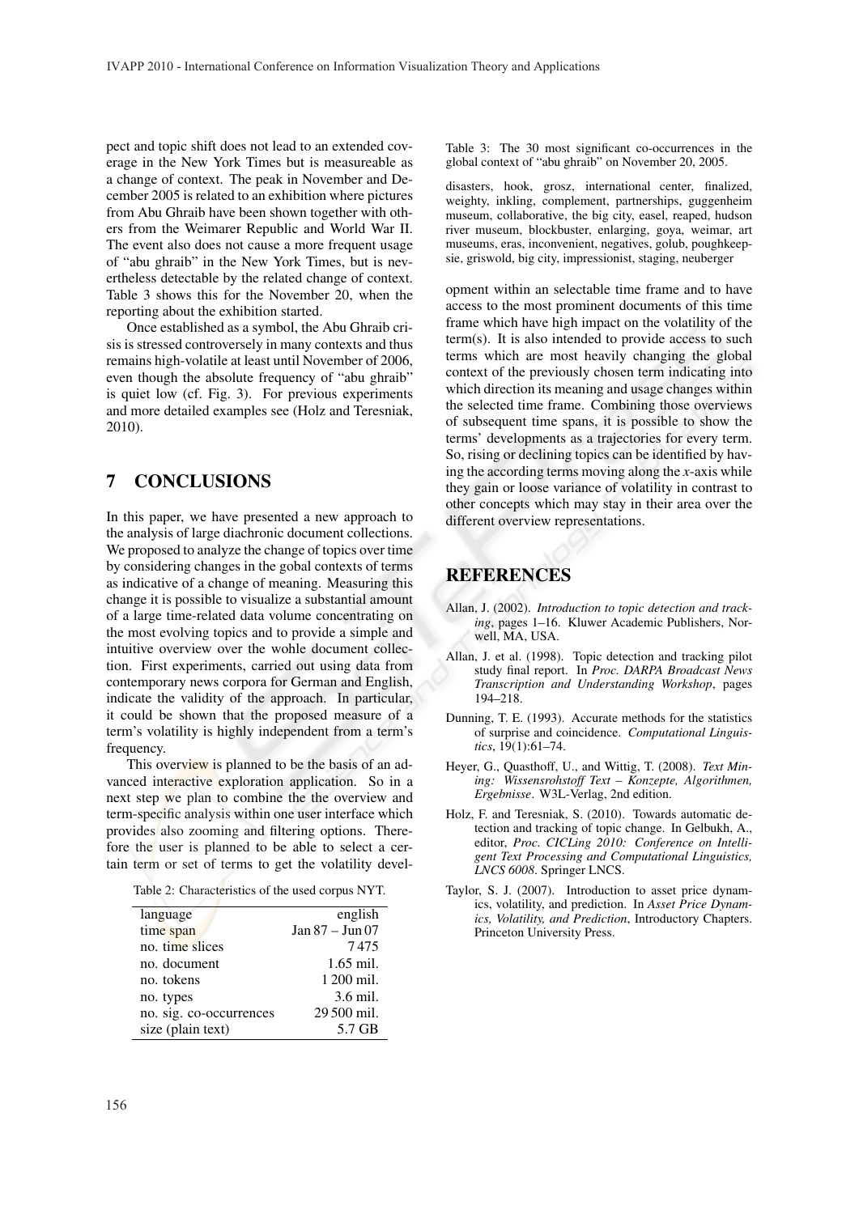pect and topic shift does not lead to an extended coverage in the New York Times but is measureable as a change of context. The peak in November and December 2005 is related to an exhibition where pictures from Abu Ghraib have been shown together with others from the Weimarer Republic and World War II. The event also does not cause a more frequent usage of "abu ghraib" in the New York Times, but is nevertheless detectable by the related change of context. Table 3 shows this for the November 20, when the reporting about the exhibition started.

Once established as a symbol, the Abu Ghraib crisis is stressed controversely in many contexts and thus remains high-volatile at least until November of 2006, even though the absolute frequency of "abu ghraib" is quiet low (cf. Fig. 3). For previous experiments and more detailed examples see (Holz and Teresniak, 2010).

## 7 CONCLUSIONS

In this paper, we have presented a new approach to the analysis of large diachronic document collections. We proposed to analyze the change of topics over time by considering changes in the gobal contexts of terms as indicative of a change of meaning. Measuring this change it is possible to visualize a substantial amount of a large time-related data volume concentrating on the most evolving topics and to provide a simple and intuitive overview over the wohle document collection. First experiments, carried out using data from contemporary news corpora for German and English, indicate the validity of the approach. In particular, it could be shown that the proposed measure of a term's volatility is highly independent from a term's frequency.

This overview is planned to be the basis of an advanced interactive exploration application. So in a next step we plan to combine the the overview and term-specific analysis within one user interface which provides also zooming and filtering options. Therefore the user is planned to be able to select a certain term or set of terms to get the volatility development within an selectable time frame and to have access to the most prominent documents of this time frame which have high impact on the volatility of the term(s). It is also intended to provide access to such terms which are most heavily changing the global context of the previously chosen term indicating into which direction its meaning and usage changes within the selected time frame. Combining those overviews of subsequent time spans, it is possible to show the terms' developments as a trajectories for every term. So, rising or declining topics can be identified by having the according terms moving along the *x*-axis while they gain or loose variance of volatility in contrast to other concepts which may stay in their area over the different overview representations.

Table 2: Characteristics of the used corpus NYT.

| | |
|---|---|
| language | english |
| time span | Jan 87 – Jun 07 |
| no. time slices | 7 475 |
| no. document | 1.65 mil. |
| no. tokens | 1 200 mil. |
| no. types | 3.6 mil. |
| no. sig. co-occurrences | 29 500 mil. |
| size (plain text) | 5.7 GB |

Table 3: The 30 most significant co-occurrences in the global context of "abu ghraib" on November 20, 2005.

disasters, hook, grosz, international center, finalized, weighty, inkling, complement, partnerships, guggenheim museum, collaborative, the big city, easel, reaped, hudson river museum, blockbuster, enlarging, goya, weimar, art museums, eras, inconvenient, negatives, golub, poughkeepsie, griswold, big city, impressionist, staging, neuberger

## REFERENCES

Allan, J. (2002). *Introduction to topic detection and tracking*, pages 1–16. Kluwer Academic Publishers, Norwell, MA, USA.

Allan, J. et al. (1998). Topic detection and tracking pilot study final report. In *Proc. DARPA Broadcast News Transcription and Understanding Workshop*, pages 194–218.

Dunning, T. E. (1993). Accurate methods for the statistics of surprise and coincidence. *Computational Linguistics*, 19(1):61–74.

Heyer, G., Quasthoff, U., and Wittig, T. (2008). *Text Mining: Wissensrohstoff Text – Konzepte, Algorithmen, Ergebnisse*. W3L-Verlag, 2nd edition.

Holz, F. and Teresniak, S. (2010). Towards automatic detection and tracking of topic change. In Gelbukh, A., editor, *Proc. CICLing 2010: Conference on Intelligent Text Processing and Computational Linguistics, LNCS 6008*. Springer LNCS.

Taylor, S. J. (2007). Introduction to asset price dynamics, volatility, and prediction. In *Asset Price Dynamics, Volatility, and Prediction*, Introductory Chapters. Princeton University Press.